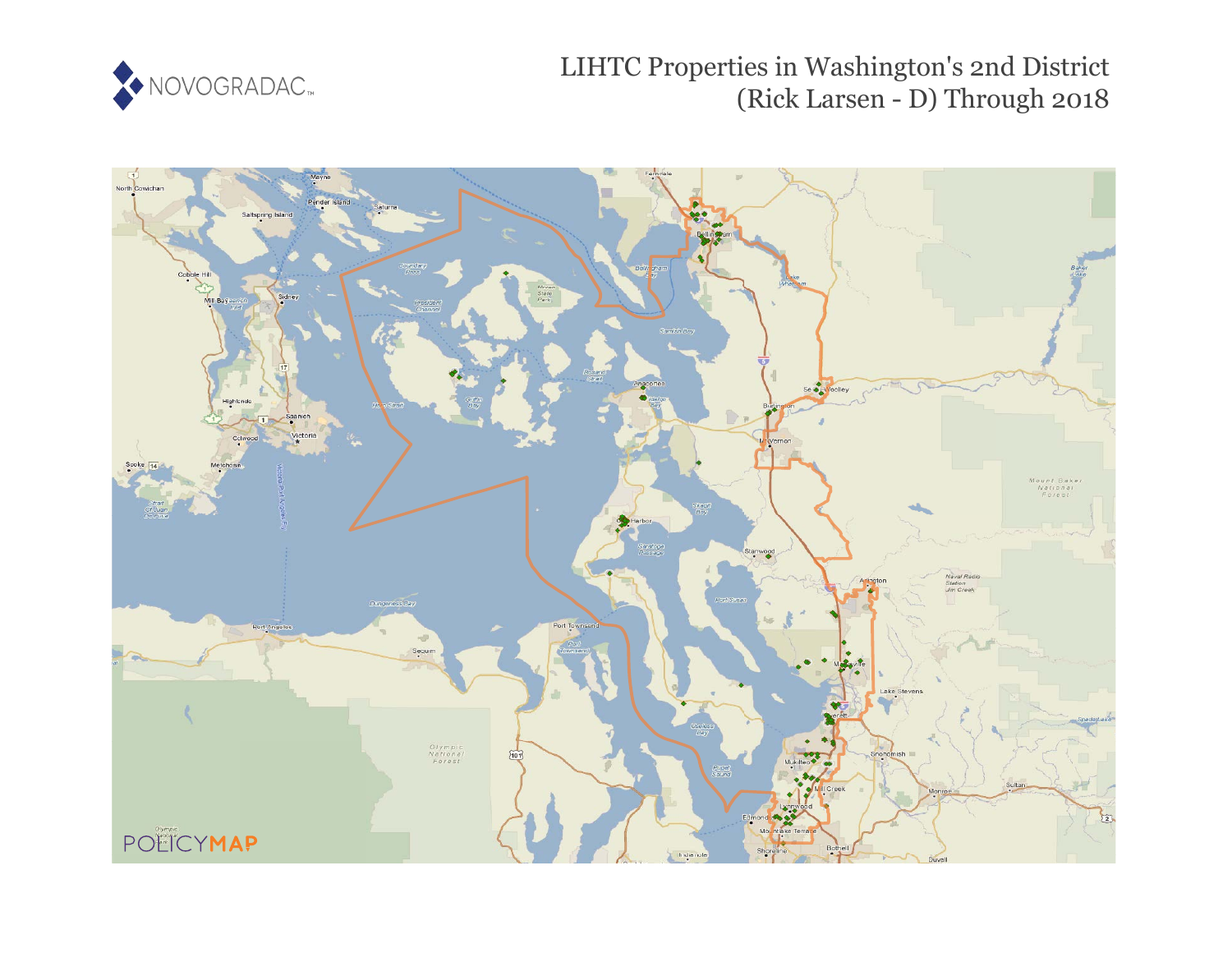# LIHTC Properties in Washington's 2nd District (Rick Larsen - D) Through 2018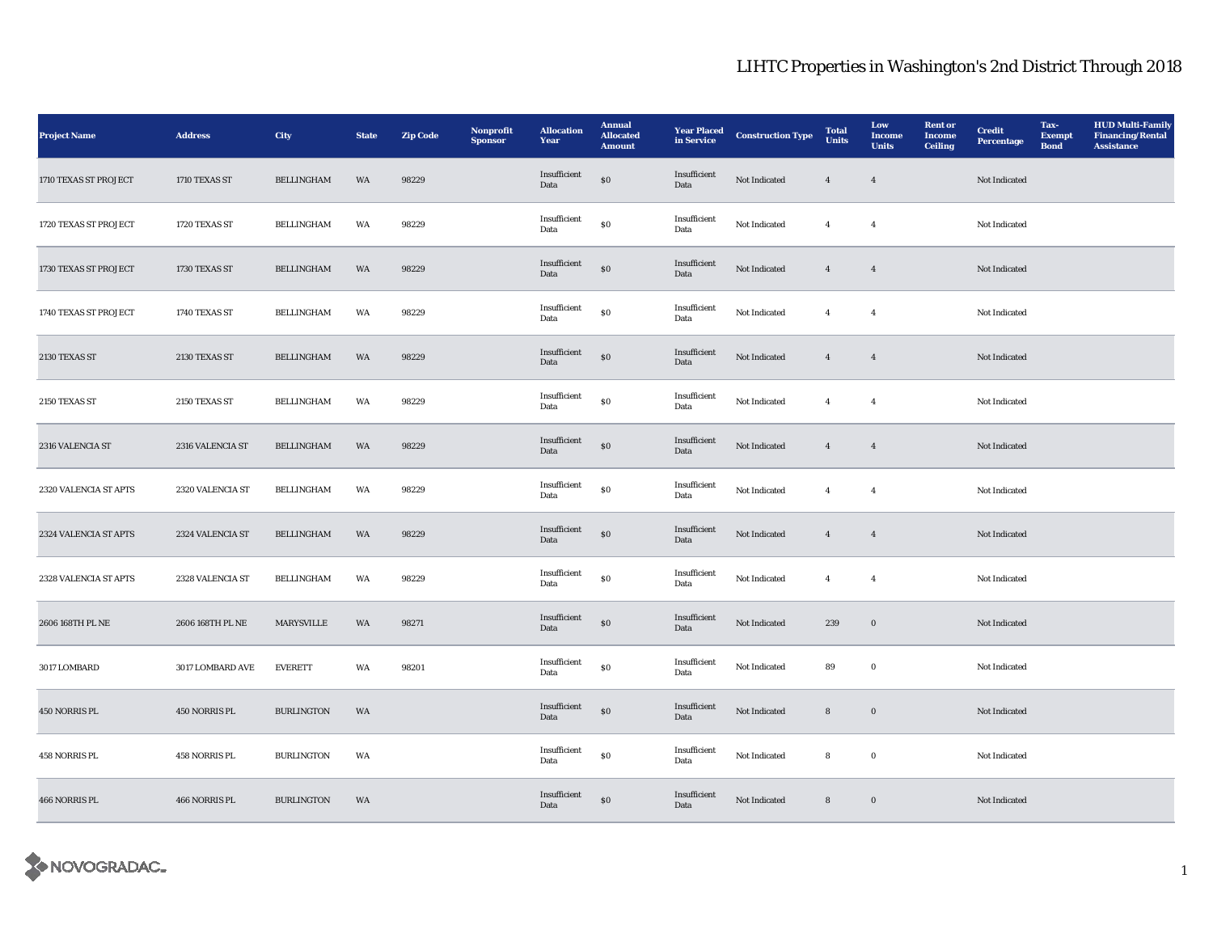# LIHTC Properties in Washington's 2nd District Through 2018

| Project Name | Address | City | State | Zip Code | Nonprofit Sponsor | Allocation Year | Annual Allocated Amount | Year Placed in Service | Construction Type | Total Units | Low Income Units | Rent or Income Ceiling | Credit Percentage | Tax-Exempt Bond | HUD Multi-Family Financing/Rental Assistance |
|---|---|---|---|---|---|---|---|---|---|---|---|---|---|---|---|
| 1710 TEXAS ST PROJECT | 1710 TEXAS ST | BELLINGHAM | WA | 98229 | | Insufficient Data | $0 | Insufficient Data | Not Indicated | 4 | 4 | | Not Indicated | | |
| 1720 TEXAS ST PROJECT | 1720 TEXAS ST | BELLINGHAM | WA | 98229 | | Insufficient Data | $0 | Insufficient Data | Not Indicated | 4 | 4 | | Not Indicated | | |
| 1730 TEXAS ST PROJECT | 1730 TEXAS ST | BELLINGHAM | WA | 98229 | | Insufficient Data | $0 | Insufficient Data | Not Indicated | 4 | 4 | | Not Indicated | | |
| 1740 TEXAS ST PROJECT | 1740 TEXAS ST | BELLINGHAM | WA | 98229 | | Insufficient Data | $0 | Insufficient Data | Not Indicated | 4 | 4 | | Not Indicated | | |
| 2130 TEXAS ST | 2130 TEXAS ST | BELLINGHAM | WA | 98229 | | Insufficient Data | $0 | Insufficient Data | Not Indicated | 4 | 4 | | Not Indicated | | |
| 2150 TEXAS ST | 2150 TEXAS ST | BELLINGHAM | WA | 98229 | | Insufficient Data | $0 | Insufficient Data | Not Indicated | 4 | 4 | | Not Indicated | | |
| 2316 VALENCIA ST | 2316 VALENCIA ST | BELLINGHAM | WA | 98229 | | Insufficient Data | $0 | Insufficient Data | Not Indicated | 4 | 4 | | Not Indicated | | |
| 2320 VALENCIA ST APTS | 2320 VALENCIA ST | BELLINGHAM | WA | 98229 | | Insufficient Data | $0 | Insufficient Data | Not Indicated | 4 | 4 | | Not Indicated | | |
| 2324 VALENCIA ST APTS | 2324 VALENCIA ST | BELLINGHAM | WA | 98229 | | Insufficient Data | $0 | Insufficient Data | Not Indicated | 4 | 4 | | Not Indicated | | |
| 2328 VALENCIA ST APTS | 2328 VALENCIA ST | BELLINGHAM | WA | 98229 | | Insufficient Data | $0 | Insufficient Data | Not Indicated | 4 | 4 | | Not Indicated | | |
| 2606 168TH PL NE | 2606 168TH PL NE | MARYSVILLE | WA | 98271 | | Insufficient Data | $0 | Insufficient Data | Not Indicated | 239 | 0 | | Not Indicated | | |
| 3017 LOMBARD | 3017 LOMBARD AVE | EVERETT | WA | 98201 | | Insufficient Data | $0 | Insufficient Data | Not Indicated | 89 | 0 | | Not Indicated | | |
| 450 NORRIS PL | 450 NORRIS PL | BURLINGTON | WA | | | Insufficient Data | $0 | Insufficient Data | Not Indicated | 8 | 0 | | Not Indicated | | |
| 458 NORRIS PL | 458 NORRIS PL | BURLINGTON | WA | | | Insufficient Data | $0 | Insufficient Data | Not Indicated | 8 | 0 | | Not Indicated | | |
| 466 NORRIS PL | 466 NORRIS PL | BURLINGTON | WA | | | Insufficient Data | $0 | Insufficient Data | Not Indicated | 8 | 0 | | Not Indicated | | |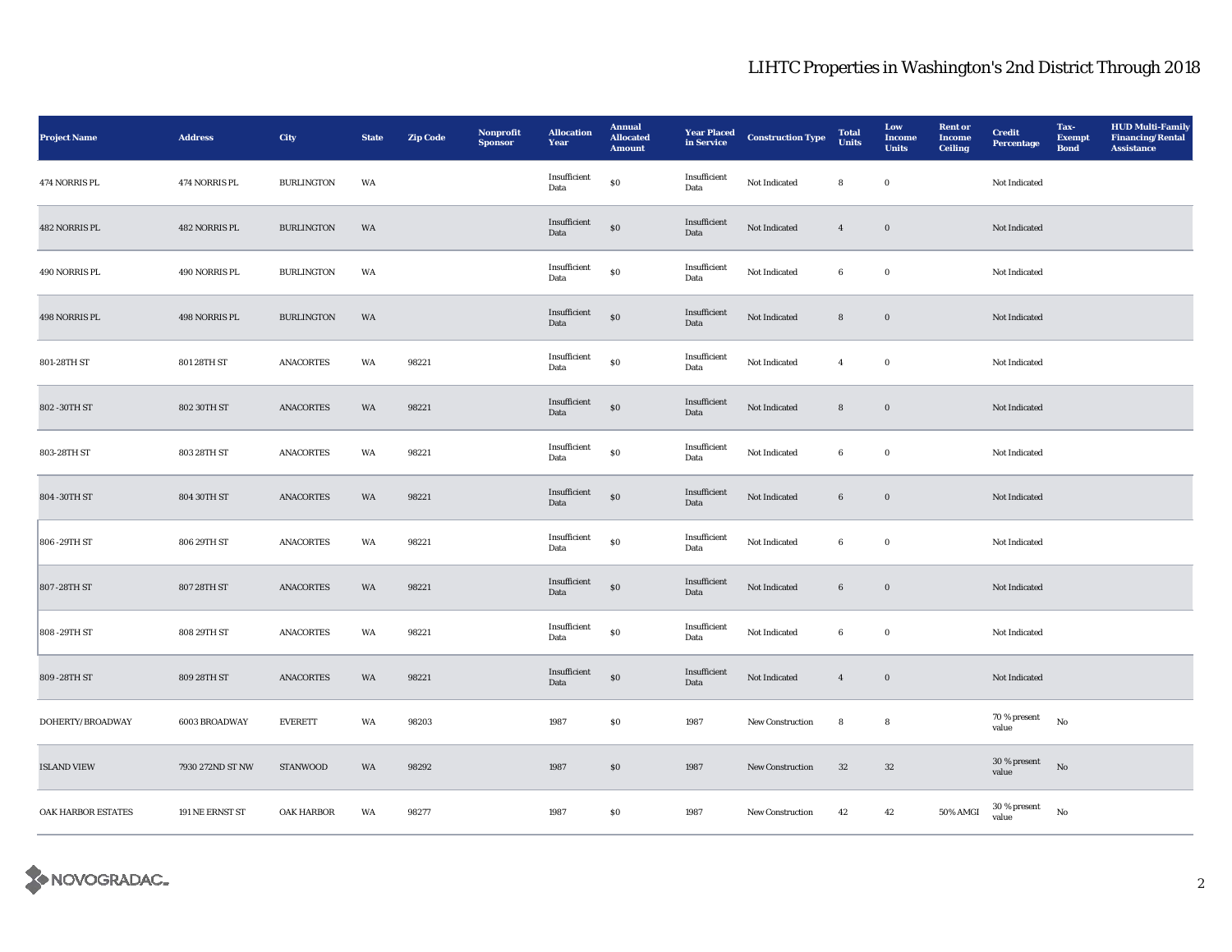# LIHTC Properties in Washington's 2nd District Through 2018

| Project Name | Address | City | State | Zip Code | Nonprofit Sponsor | Allocation Year | Annual Allocated Amount | Year Placed in Service | Construction Type | Total Units | Low Income Units | Rent or Income Ceiling | Credit Percentage | Tax-Exempt Bond | HUD Multi-Family Financing/Rental Assistance |
|---|---|---|---|---|---|---|---|---|---|---|---|---|---|---|---|
| 474 NORRIS PL | 474 NORRIS PL | BURLINGTON | WA | | | Insufficient Data | $0 | Insufficient Data | Not Indicated | 8 | 0 | | Not Indicated | | |
| 482 NORRIS PL | 482 NORRIS PL | BURLINGTON | WA | | | Insufficient Data | $0 | Insufficient Data | Not Indicated | 4 | 0 | | Not Indicated | | |
| 490 NORRIS PL | 490 NORRIS PL | BURLINGTON | WA | | | Insufficient Data | $0 | Insufficient Data | Not Indicated | 6 | 0 | | Not Indicated | | |
| 498 NORRIS PL | 498 NORRIS PL | BURLINGTON | WA | | | Insufficient Data | $0 | Insufficient Data | Not Indicated | 8 | 0 | | Not Indicated | | |
| 801-28TH ST | 801 28TH ST | ANACORTES | WA | 98221 | | Insufficient Data | $0 | Insufficient Data | Not Indicated | 4 | 0 | | Not Indicated | | |
| 802 -30TH ST | 802 30TH ST | ANACORTES | WA | 98221 | | Insufficient Data | $0 | Insufficient Data | Not Indicated | 8 | 0 | | Not Indicated | | |
| 803-28TH ST | 803 28TH ST | ANACORTES | WA | 98221 | | Insufficient Data | $0 | Insufficient Data | Not Indicated | 6 | 0 | | Not Indicated | | |
| 804 -30TH ST | 804 30TH ST | ANACORTES | WA | 98221 | | Insufficient Data | $0 | Insufficient Data | Not Indicated | 6 | 0 | | Not Indicated | | |
| 806 -29TH ST | 806 29TH ST | ANACORTES | WA | 98221 | | Insufficient Data | $0 | Insufficient Data | Not Indicated | 6 | 0 | | Not Indicated | | |
| 807 -28TH ST | 807 28TH ST | ANACORTES | WA | 98221 | | Insufficient Data | $0 | Insufficient Data | Not Indicated | 6 | 0 | | Not Indicated | | |
| 808 -29TH ST | 808 29TH ST | ANACORTES | WA | 98221 | | Insufficient Data | $0 | Insufficient Data | Not Indicated | 6 | 0 | | Not Indicated | | |
| 809 -28TH ST | 809 28TH ST | ANACORTES | WA | 98221 | | Insufficient Data | $0 | Insufficient Data | Not Indicated | 4 | 0 | | Not Indicated | | |
| DOHERTY/BROADWAY | 6003 BROADWAY | EVERETT | WA | 98203 | | 1987 | $0 | 1987 | New Construction | 8 | 8 | | 70 % present value | No | |
| ISLAND VIEW | 7930 272ND ST NW | STANWOOD | WA | 98292 | | 1987 | $0 | 1987 | New Construction | 32 | 32 | | 30 % present value | No | |
| OAK HARBOR ESTATES | 191 NE ERNST ST | OAK HARBOR | WA | 98277 | | 1987 | $0 | 1987 | New Construction | 42 | 42 | 50% AMGI | 30 % present value | No | |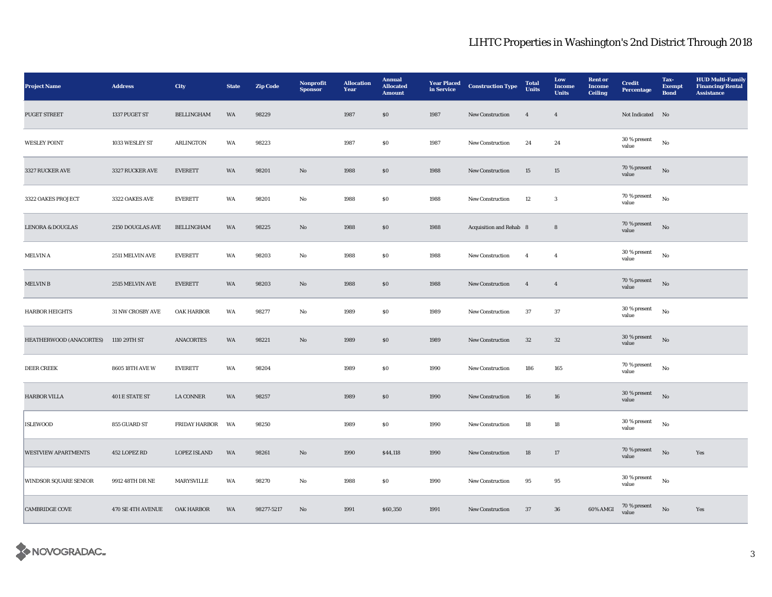# LIHTC Properties in Washington's 2nd District Through 2018

| Project Name | Address | City | State | Zip Code | Nonprofit Sponsor | Allocation Year | Annual Allocated Amount | Year Placed in Service | Construction Type | Total Units | Low Income Units | Rent or Income Ceiling | Credit Percentage | Tax-Exempt Bond | HUD Multi-Family Financing/Rental Assistance |
|---|---|---|---|---|---|---|---|---|---|---|---|---|---|---|---|
| PUGET STREET | 1337 PUGET ST | BELLINGHAM | WA | 98229 | | 1987 | $0 | 1987 | New Construction | 4 | 4 | | Not Indicated | No | |
| WESLEY POINT | 1033 WESLEY ST | ARLINGTON | WA | 98223 | | 1987 | $0 | 1987 | New Construction | 24 | 24 | | 30 % present value | No | |
| 3327 RUCKER AVE | 3327 RUCKER AVE | EVERETT | WA | 98201 | No | 1988 | $0 | 1988 | New Construction | 15 | 15 | | 70 % present value | No | |
| 3322 OAKES PROJECT | 3322 OAKES AVE | EVERETT | WA | 98201 | No | 1988 | $0 | 1988 | New Construction | 12 | 3 | | 70 % present value | No | |
| LENORA & DOUGLAS | 2150 DOUGLAS AVE | BELLINGHAM | WA | 98225 | No | 1988 | $0 | 1988 | Acquisition and Rehab | 8 | 8 | | 70 % present value | No | |
| MELVIN A | 2511 MELVIN AVE | EVERETT | WA | 98203 | No | 1988 | $0 | 1988 | New Construction | 4 | 4 | | 30 % present value | No | |
| MELVIN B | 2515 MELVIN AVE | EVERETT | WA | 98203 | No | 1988 | $0 | 1988 | New Construction | 4 | 4 | | 70 % present value | No | |
| HARBOR HEIGHTS | 31 NW CROSBY AVE | OAK HARBOR | WA | 98277 | No | 1989 | $0 | 1989 | New Construction | 37 | 37 | | 30 % present value | No | |
| HEATHERWOOD (ANACORTES) | 1110 29TH ST | ANACORTES | WA | 98221 | No | 1989 | $0 | 1989 | New Construction | 32 | 32 | | 30 % present value | No | |
| DEER CREEK | 8605 18TH AVE W | EVERETT | WA | 98204 | | 1989 | $0 | 1990 | New Construction | 186 | 165 | | 70 % present value | No | |
| HARBOR VILLA | 401 E STATE ST | LA CONNER | WA | 98257 | | 1989 | $0 | 1990 | New Construction | 16 | 16 | | 30 % present value | No | |
| ISLEWOOD | 855 GUARD ST | FRIDAY HARBOR | WA | 98250 | | 1989 | $0 | 1990 | New Construction | 18 | 18 | | 30 % present value | No | |
| WESTVIEW APARTMENTS | 452 LOPEZ RD | LOPEZ ISLAND | WA | 98261 | No | 1990 | $44,118 | 1990 | New Construction | 18 | 17 | | 70 % present value | No | Yes |
| WINDSOR SQUARE SENIOR | 9912 48TH DR NE | MARYSVILLE | WA | 98270 | No | 1988 | $0 | 1990 | New Construction | 95 | 95 | | 30 % present value | No | |
| CAMBRIDGE COVE | 470 SE 4TH AVENUE | OAK HARBOR | WA | 98277-5217 | No | 1991 | $60,350 | 1991 | New Construction | 37 | 36 | 60% AMGI | 70 % present value | No | Yes |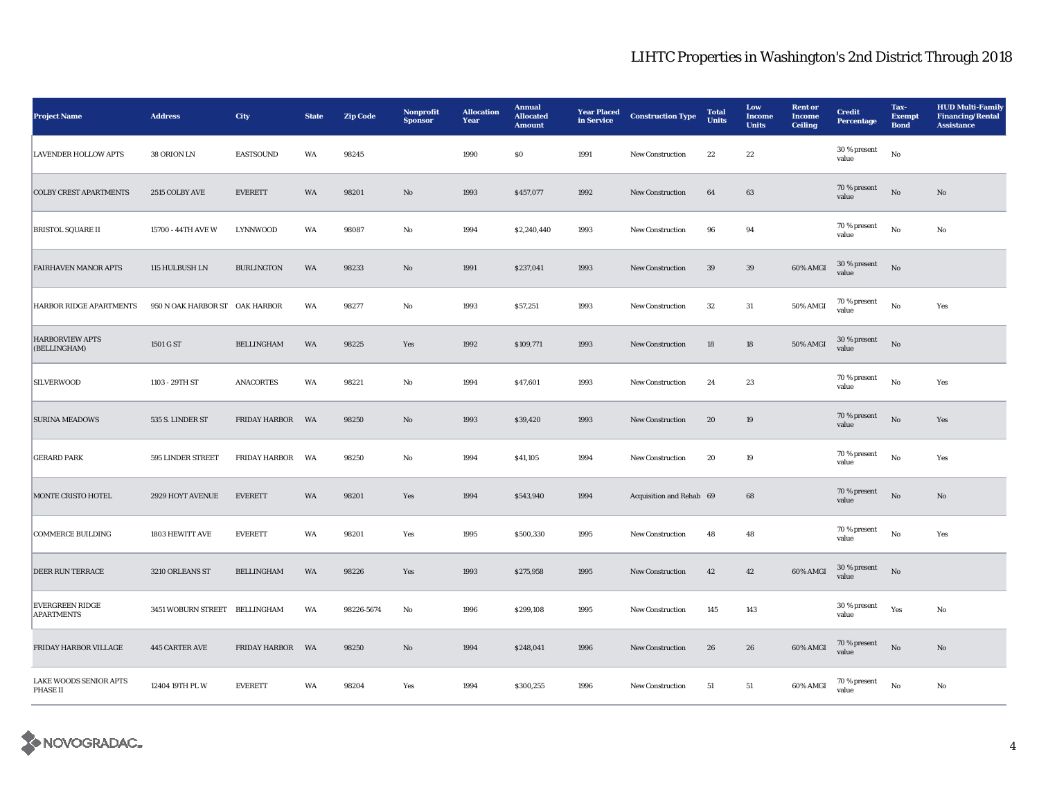# LIHTC Properties in Washington's 2nd District Through 2018

| Project Name | Address | City | State | Zip Code | Nonprofit Sponsor | Allocation Year | Annual Allocated Amount | Year Placed in Service | Construction Type | Total Units | Low Income Units | Rent or Income Ceiling | Credit Percentage | Tax-Exempt Bond | HUD Multi-Family Financing/Rental Assistance |
|---|---|---|---|---|---|---|---|---|---|---|---|---|---|---|---|
| LAVENDER HOLLOW APTS | 38 ORION LN | EASTSOUND | WA | 98245 | | 1990 | $0 | 1991 | New Construction | 22 | 22 | | 30 % present value | No | |
| COLBY CREST APARTMENTS | 2515 COLBY AVE | EVERETT | WA | 98201 | No | 1993 | $457,077 | 1992 | New Construction | 64 | 63 | | 70 % present value | No | No |
| BRISTOL SQUARE II | 15700 - 44TH AVE W | LYNNWOOD | WA | 98087 | No | 1994 | $2,240,440 | 1993 | New Construction | 96 | 94 | | 70 % present value | No | No |
| FAIRHAVEN MANOR APTS | 115 HULBUSH LN | BURLINGTON | WA | 98233 | No | 1991 | $237,041 | 1993 | New Construction | 39 | 39 | 60% AMGI | 30 % present value | No | |
| HARBOR RIDGE APARTMENTS | 950 N OAK HARBOR ST | OAK HARBOR | WA | 98277 | No | 1993 | $57,251 | 1993 | New Construction | 32 | 31 | 50% AMGI | 70 % present value | No | Yes |
| HARBORVIEW APTS (BELLINGHAM) | 1501 G ST | BELLINGHAM | WA | 98225 | Yes | 1992 | $109,771 | 1993 | New Construction | 18 | 18 | 50% AMGI | 30 % present value | No | |
| SILVERWOOD | 1103 - 29TH ST | ANACORTES | WA | 98221 | No | 1994 | $47,601 | 1993 | New Construction | 24 | 23 | | 70 % present value | No | Yes |
| SURINA MEADOWS | 535 S. LINDER ST | FRIDAY HARBOR | WA | 98250 | No | 1993 | $39,420 | 1993 | New Construction | 20 | 19 | | 70 % present value | No | Yes |
| GERARD PARK | 595 LINDER STREET | FRIDAY HARBOR | WA | 98250 | No | 1994 | $41,105 | 1994 | New Construction | 20 | 19 | | 70 % present value | No | Yes |
| MONTE CRISTO HOTEL | 2929 HOYT AVENUE | EVERETT | WA | 98201 | Yes | 1994 | $543,940 | 1994 | Acquisition and Rehab | 69 | 68 | | 70 % present value | No | No |
| COMMERCE BUILDING | 1803 HEWITT AVE | EVERETT | WA | 98201 | Yes | 1995 | $500,330 | 1995 | New Construction | 48 | 48 | | 70 % present value | No | Yes |
| DEER RUN TERRACE | 3210 ORLEANS ST | BELLINGHAM | WA | 98226 | Yes | 1993 | $275,958 | 1995 | New Construction | 42 | 42 | 60% AMGI | 30 % present value | No | |
| EVERGREEN RIDGE APARTMENTS | 3451 WOBURN STREET | BELLINGHAM | WA | 98226-5674 | No | 1996 | $299,108 | 1995 | New Construction | 145 | 143 | | 30 % present value | Yes | No |
| FRIDAY HARBOR VILLAGE | 445 CARTER AVE | FRIDAY HARBOR | WA | 98250 | No | 1994 | $248,041 | 1996 | New Construction | 26 | 26 | 60% AMGI | 70 % present value | No | No |
| LAKE WOODS SENIOR APTS PHASE II | 12404 19TH PL W | EVERETT | WA | 98204 | Yes | 1994 | $300,255 | 1996 | New Construction | 51 | 51 | 60% AMGI | 70 % present value | No | No |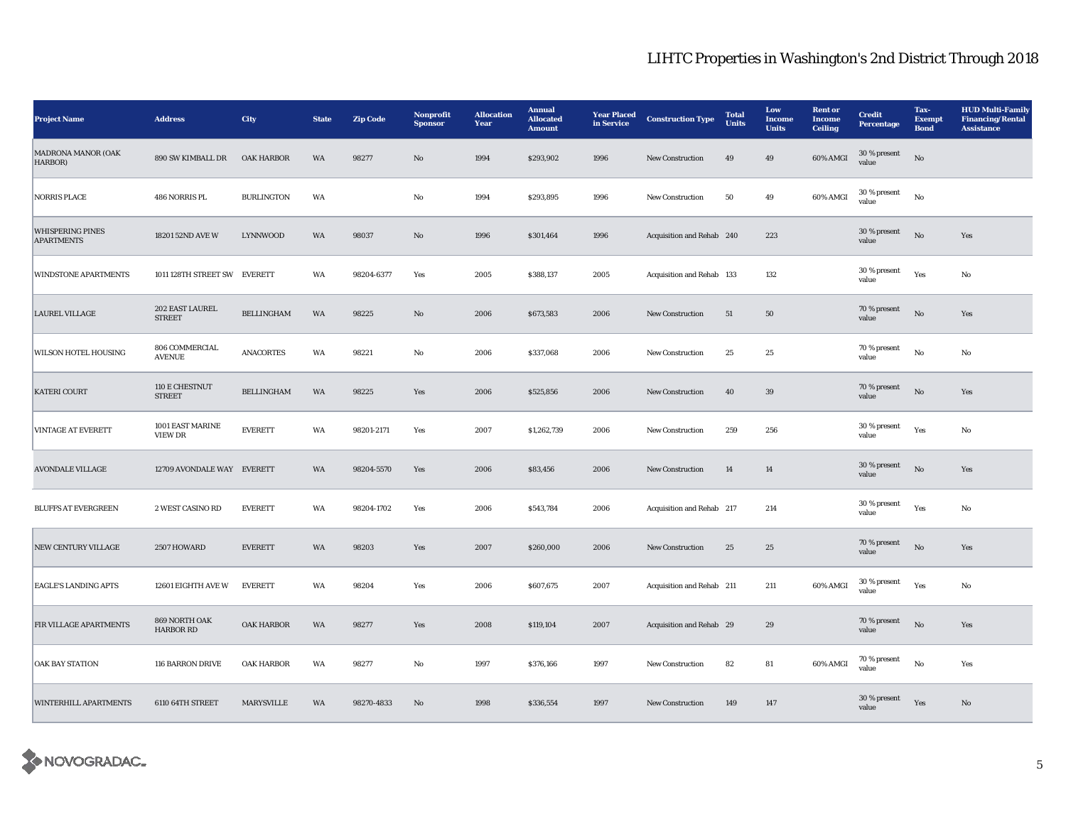# LIHTC Properties in Washington's 2nd District Through 2018

| Project Name | Address | City | State | Zip Code | Nonprofit Sponsor | Allocation Year | Annual Allocated Amount | Year Placed in Service | Construction Type | Total Units | Low Income Units | Rent or Income Ceiling | Credit Percentage | Tax-Exempt Bond | HUD Multi-Family Financing/Rental Assistance |
|---|---|---|---|---|---|---|---|---|---|---|---|---|---|---|---|
| MADRONA MANOR (OAK HARBOR) | 890 SW KIMBALL DR | OAK HARBOR | WA | 98277 | No | 1994 | $293,902 | 1996 | New Construction | 49 | 49 | 60% AMGI | 30 % present value | No | |
| NORRIS PLACE | 486 NORRIS PL | BURLINGTON | WA | | No | 1994 | $293,895 | 1996 | New Construction | 50 | 49 | 60% AMGI | 30 % present value | No | |
| WHISPERING PINES APARTMENTS | 18201 52ND AVE W | LYNNWOOD | WA | 98037 | No | 1996 | $301,464 | 1996 | Acquisition and Rehab | 240 | 223 | | 30 % present value | No | Yes |
| WINDSTONE APARTMENTS | 1011 128TH STREET SW | EVERETT | WA | 98204-6377 | Yes | 2005 | $388,137 | 2005 | Acquisition and Rehab | 133 | 132 | | 30 % present value | Yes | No |
| LAUREL VILLAGE | 202 EAST LAUREL STREET | BELLINGHAM | WA | 98225 | No | 2006 | $673,583 | 2006 | New Construction | 51 | 50 | | 70 % present value | No | Yes |
| WILSON HOTEL HOUSING | 806 COMMERCIAL AVENUE | ANACORTES | WA | 98221 | No | 2006 | $337,068 | 2006 | New Construction | 25 | 25 | | 70 % present value | No | No |
| KATERI COURT | 110 E CHESTNUT STREET | BELLINGHAM | WA | 98225 | Yes | 2006 | $525,856 | 2006 | New Construction | 40 | 39 | | 70 % present value | No | Yes |
| VINTAGE AT EVERETT | 1001 EAST MARINE VIEW DR | EVERETT | WA | 98201-2171 | Yes | 2007 | $1,262,739 | 2006 | New Construction | 259 | 256 | | 30 % present value | Yes | No |
| AVONDALE VILLAGE | 12709 AVONDALE WAY | EVERETT | WA | 98204-5570 | Yes | 2006 | $83,456 | 2006 | New Construction | 14 | 14 | | 30 % present value | No | Yes |
| BLUFFS AT EVERGREEN | 2 WEST CASINO RD | EVERETT | WA | 98204-1702 | Yes | 2006 | $543,784 | 2006 | Acquisition and Rehab | 217 | 214 | | 30 % present value | Yes | No |
| NEW CENTURY VILLAGE | 2507 HOWARD | EVERETT | WA | 98203 | Yes | 2007 | $260,000 | 2006 | New Construction | 25 | 25 | | 70 % present value | No | Yes |
| EAGLE'S LANDING APTS | 12601 EIGHTH AVE W | EVERETT | WA | 98204 | Yes | 2006 | $607,675 | 2007 | Acquisition and Rehab | 211 | 211 | 60% AMGI | 30 % present value | Yes | No |
| FIR VILLAGE APARTMENTS | 869 NORTH OAK HARBOR RD | OAK HARBOR | WA | 98277 | Yes | 2008 | $119,104 | 2007 | Acquisition and Rehab | 29 | 29 | | 70 % present value | No | Yes |
| OAK BAY STATION | 116 BARRON DRIVE | OAK HARBOR | WA | 98277 | No | 1997 | $376,166 | 1997 | New Construction | 82 | 81 | 60% AMGI | 70 % present value | No | Yes |
| WINTERHILL APARTMENTS | 6110 64TH STREET | MARYSVILLE | WA | 98270-4833 | No | 1998 | $336,554 | 1997 | New Construction | 149 | 147 | | 30 % present value | Yes | No |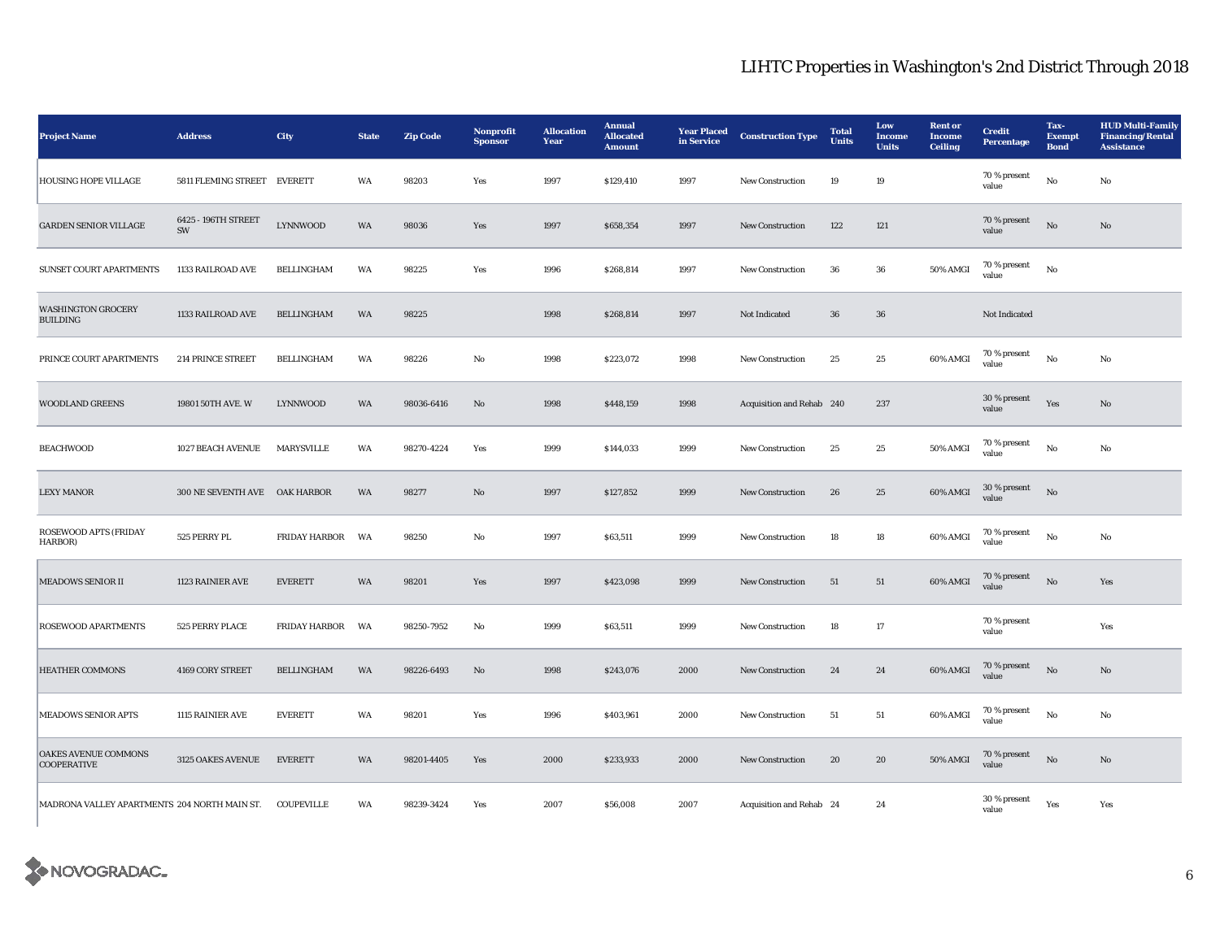# LIHTC Properties in Washington's 2nd District Through 2018

| Project Name | Address | City | State | Zip Code | Nonprofit Sponsor | Allocation Year | Annual Allocated Amount | Year Placed in Service | Construction Type | Total Units | Low Income Units | Rent or Income Ceiling | Credit Percentage | Tax-Exempt Bond | HUD Multi-Family Financing/Rental Assistance |
|---|---|---|---|---|---|---|---|---|---|---|---|---|---|---|---|
| HOUSING HOPE VILLAGE | 5811 FLEMING STREET | EVERETT | WA | 98203 | Yes | 1997 | $129,410 | 1997 | New Construction | 19 | 19 | | 70 % present value | No | No |
| GARDEN SENIOR VILLAGE | 6425 - 196TH STREET SW | LYNNWOOD | WA | 98036 | Yes | 1997 | $658,354 | 1997 | New Construction | 122 | 121 | | 70 % present value | No | No |
| SUNSET COURT APARTMENTS | 1133 RAILROAD AVE | BELLINGHAM | WA | 98225 | Yes | 1996 | $268,814 | 1997 | New Construction | 36 | 36 | 50% AMGI | 70 % present value | No | |
| WASHINGTON GROCERY BUILDING | 1133 RAILROAD AVE | BELLINGHAM | WA | 98225 | | 1998 | $268,814 | 1997 | Not Indicated | 36 | 36 | | Not Indicated | | |
| PRINCE COURT APARTMENTS | 214 PRINCE STREET | BELLINGHAM | WA | 98226 | No | 1998 | $223,072 | 1998 | New Construction | 25 | 25 | 60% AMGI | 70 % present value | No | No |
| WOODLAND GREENS | 19801 50TH AVE. W | LYNNWOOD | WA | 98036-6416 | No | 1998 | $448,159 | 1998 | Acquisition and Rehab | 240 | 237 | | 30 % present value | Yes | No |
| BEACHWOOD | 1027 BEACH AVENUE | MARYSVILLE | WA | 98270-4224 | Yes | 1999 | $144,033 | 1999 | New Construction | 25 | 25 | 50% AMGI | 70 % present value | No | No |
| LEXY MANOR | 300 NE SEVENTH AVE | OAK HARBOR | WA | 98277 | No | 1997 | $127,852 | 1999 | New Construction | 26 | 25 | 60% AMGI | 30 % present value | No | |
| ROSEWOOD APTS (FRIDAY HARBOR) | 525 PERRY PL | FRIDAY HARBOR | WA | 98250 | No | 1997 | $63,511 | 1999 | New Construction | 18 | 18 | 60% AMGI | 70 % present value | No | No |
| MEADOWS SENIOR II | 1123 RAINIER AVE | EVERETT | WA | 98201 | Yes | 1997 | $423,098 | 1999 | New Construction | 51 | 51 | 60% AMGI | 70 % present value | No | Yes |
| ROSEWOOD APARTMENTS | 525 PERRY PLACE | FRIDAY HARBOR | WA | 98250-7952 | No | 1999 | $63,511 | 1999 | New Construction | 18 | 17 | | 70 % present value | | Yes |
| HEATHER COMMONS | 4169 CORY STREET | BELLINGHAM | WA | 98226-6493 | No | 1998 | $243,076 | 2000 | New Construction | 24 | 24 | 60% AMGI | 70 % present value | No | No |
| MEADOWS SENIOR APTS | 1115 RAINIER AVE | EVERETT | WA | 98201 | Yes | 1996 | $403,961 | 2000 | New Construction | 51 | 51 | 60% AMGI | 70 % present value | No | No |
| OAKES AVENUE COMMONS COOPERATIVE | 3125 OAKES AVENUE | EVERETT | WA | 98201-4405 | Yes | 2000 | $233,933 | 2000 | New Construction | 20 | 20 | 50% AMGI | 70 % present value | No | No |
| MADRONA VALLEY APARTMENTS | 204 NORTH MAIN ST. | COUPEVILLE | WA | 98239-3424 | Yes | 2007 | $56,008 | 2007 | Acquisition and Rehab | 24 | 24 | | 30 % present value | Yes | Yes |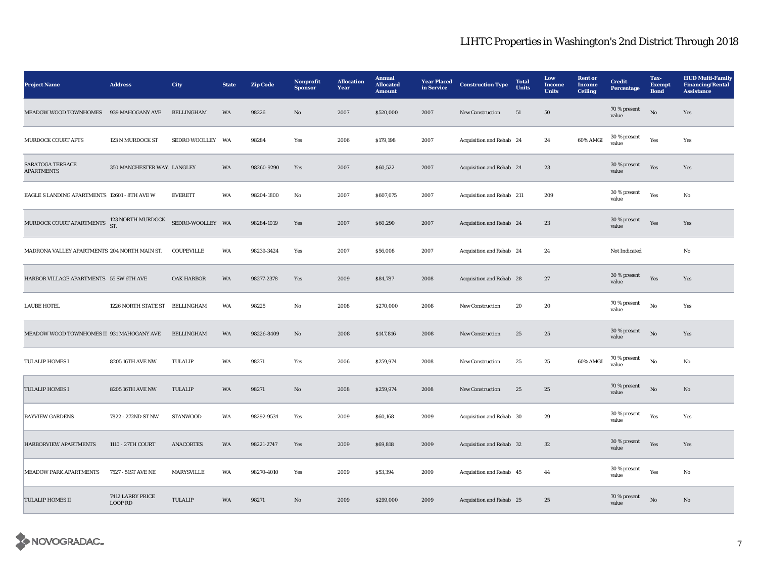# LIHTC Properties in Washington's 2nd District Through 2018

| Project Name | Address | City | State | Zip Code | Nonprofit Sponsor | Allocation Year | Annual Allocated Amount | Year Placed in Service | Construction Type | Total Units | Low Income Units | Rent or Income Ceiling | Credit Percentage | Tax-Exempt Bond | HUD Multi-Family Financing/Rental Assistance |
|---|---|---|---|---|---|---|---|---|---|---|---|---|---|---|---|
| MEADOW WOOD TOWNHOMES | 939 MAHOGANY AVE | BELLINGHAM | WA | 98226 | No | 2007 | $520,000 | 2007 | New Construction | 51 | 50 | | 70 % present value | No | Yes |
| MURDOCK COURT APTS | 123 N MURDOCK ST | SEDRO WOOLLEY | WA | 98284 | Yes | 2006 | $179,198 | 2007 | Acquisition and Rehab | 24 | 24 | 60% AMGI | 30 % present value | Yes | Yes |
| SARATOGA TERRACE APARTMENTS | 350 MANCHESTER WAY. | LANGLEY | WA | 98260-9290 | Yes | 2007 | $60,522 | 2007 | Acquisition and Rehab | 24 | 23 | | 30 % present value | Yes | Yes |
| EAGLE S LANDING APARTMENTS | 12601 - 8TH AVE W | EVERETT | WA | 98204-1800 | No | 2007 | $607,675 | 2007 | Acquisition and Rehab | 211 | 209 | | 30 % present value | Yes | No |
| MURDOCK COURT APARTMENTS | 123 NORTH MURDOCK ST. | SEDRO-WOOLLEY | WA | 98284-1019 | Yes | 2007 | $60,290 | 2007 | Acquisition and Rehab | 24 | 23 | | 30 % present value | Yes | Yes |
| MADRONA VALLEY APARTMENTS | 204 NORTH MAIN ST. | COUPEVILLE | WA | 98239-3424 | Yes | 2007 | $56,008 | 2007 | Acquisition and Rehab | 24 | 24 | | Not Indicated | | No |
| HARBOR VILLAGE APARTMENTS | 55 SW 6TH AVE | OAK HARBOR | WA | 98277-2378 | Yes | 2009 | $84,787 | 2008 | Acquisition and Rehab | 28 | 27 | | 30 % present value | Yes | Yes |
| LAUBE HOTEL | 1226 NORTH STATE ST | BELLINGHAM | WA | 98225 | No | 2008 | $270,000 | 2008 | New Construction | 20 | 20 | | 70 % present value | No | Yes |
| MEADOW WOOD TOWNHOMES II | 931 MAHOGANY AVE | BELLINGHAM | WA | 98226-8409 | No | 2008 | $147,816 | 2008 | New Construction | 25 | 25 | | 30 % present value | No | Yes |
| TULALIP HOMES I | 8205 16TH AVE NW | TULALIP | WA | 98271 | Yes | 2006 | $259,974 | 2008 | New Construction | 25 | 25 | 60% AMGI | 70 % present value | No | No |
| TULALIP HOMES I | 8205 16TH AVE NW | TULALIP | WA | 98271 | No | 2008 | $259,974 | 2008 | New Construction | 25 | 25 | | 70 % present value | No | No |
| BAYVIEW GARDENS | 7822 - 272ND ST NW | STANWOOD | WA | 98292-9534 | Yes | 2009 | $60,168 | 2009 | Acquisition and Rehab | 30 | 29 | | 30 % present value | Yes | Yes |
| HARBORVIEW APARTMENTS | 1110 - 27TH COURT | ANACORTES | WA | 98221-2747 | Yes | 2009 | $69,818 | 2009 | Acquisition and Rehab | 32 | 32 | | 30 % present value | Yes | Yes |
| MEADOW PARK APARTMENTS | 7527 - 51ST AVE NE | MARYSVILLE | WA | 98270-4010 | Yes | 2009 | $53,394 | 2009 | Acquisition and Rehab | 45 | 44 | | 30 % present value | Yes | No |
| TULALIP HOMES II | 7412 LARRY PRICE LOOP RD | TULALIP | WA | 98271 | No | 2009 | $299,000 | 2009 | Acquisition and Rehab | 25 | 25 | | 70 % present value | No | No |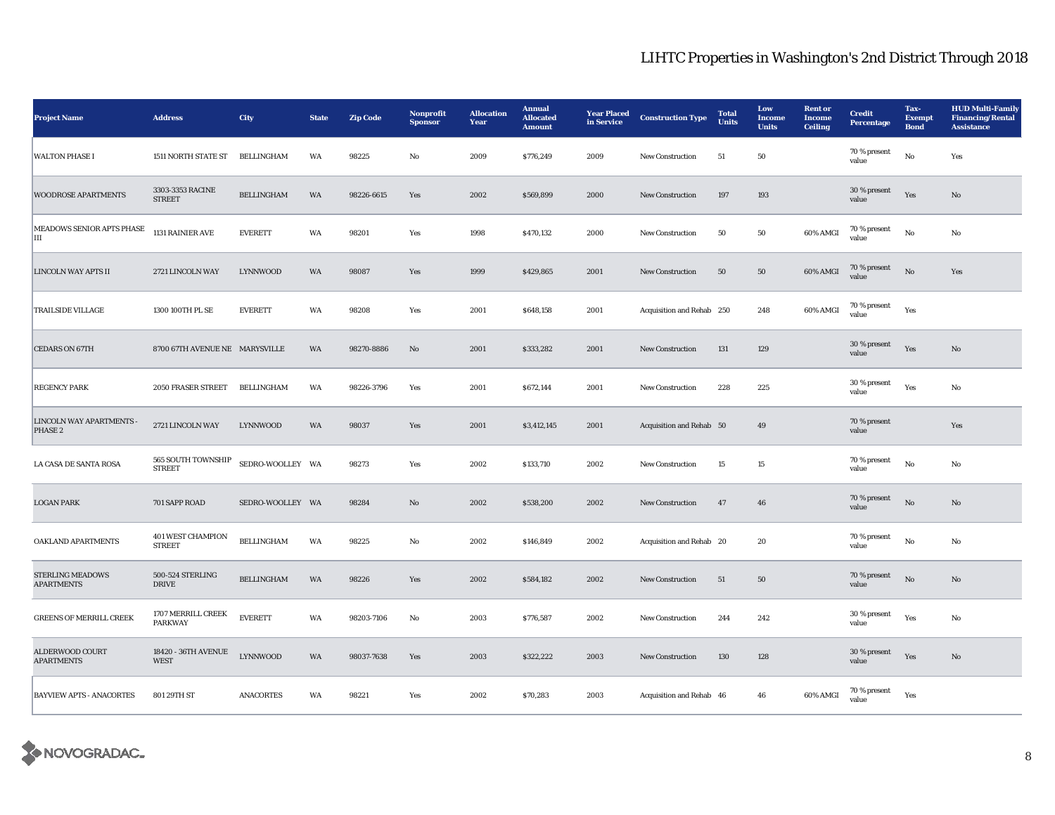# LIHTC Properties in Washington's 2nd District Through 2018

| Project Name | Address | City | State | Zip Code | Nonprofit Sponsor | Allocation Year | Annual Allocated Amount | Year Placed in Service | Construction Type | Total Units | Low Income Units | Rent or Income Ceiling | Credit Percentage | Tax-Exempt Bond | HUD Multi-Family Financing/Rental Assistance |
|---|---|---|---|---|---|---|---|---|---|---|---|---|---|---|---|
| WALTON PHASE I | 1511 NORTH STATE ST | BELLINGHAM | WA | 98225 | No | 2009 | $776,249 | 2009 | New Construction | 51 | 50 | | 70 % present value | No | Yes |
| WOODROSE APARTMENTS | 3303-3353 RACINE STREET | BELLINGHAM | WA | 98226-6615 | Yes | 2002 | $569,899 | 2000 | New Construction | 197 | 193 | | 30 % present value | Yes | No |
| MEADOWS SENIOR APTS PHASE III | 1131 RAINIER AVE | EVERETT | WA | 98201 | Yes | 1998 | $470,132 | 2000 | New Construction | 50 | 50 | 60% AMGI | 70 % present value | No | No |
| LINCOLN WAY APTS II | 2721 LINCOLN WAY | LYNNWOOD | WA | 98087 | Yes | 1999 | $429,865 | 2001 | New Construction | 50 | 50 | 60% AMGI | 70 % present value | No | Yes |
| TRAILSIDE VILLAGE | 1300 100TH PL SE | EVERETT | WA | 98208 | Yes | 2001 | $648,158 | 2001 | Acquisition and Rehab | 250 | 248 | 60% AMGI | 70 % present value | Yes | |
| CEDARS ON 67TH | 8700 67TH AVENUE NE | MARYSVILLE | WA | 98270-8886 | No | 2001 | $333,282 | 2001 | New Construction | 131 | 129 | | 30 % present value | Yes | No |
| REGENCY PARK | 2050 FRASER STREET | BELLINGHAM | WA | 98226-3796 | Yes | 2001 | $672,144 | 2001 | New Construction | 228 | 225 | | 30 % present value | Yes | No |
| LINCOLN WAY APARTMENTS - PHASE 2 | 2721 LINCOLN WAY | LYNNWOOD | WA | 98037 | Yes | 2001 | $3,412,145 | 2001 | Acquisition and Rehab | 50 | 49 | | 70 % present value | | Yes |
| LA CASA DE SANTA ROSA | 565 SOUTH TOWNSHIP STREET | SEDRO-WOOLLEY | WA | 98273 | Yes | 2002 | $133,710 | 2002 | New Construction | 15 | 15 | | 70 % present value | No | No |
| LOGAN PARK | 701 SAPP ROAD | SEDRO-WOOLLEY | WA | 98284 | No | 2002 | $538,200 | 2002 | New Construction | 47 | 46 | | 70 % present value | No | No |
| OAKLAND APARTMENTS | 401 WEST CHAMPION STREET | BELLINGHAM | WA | 98225 | No | 2002 | $146,849 | 2002 | Acquisition and Rehab | 20 | 20 | | 70 % present value | No | No |
| STERLING MEADOWS APARTMENTS | 500-524 STERLING DRIVE | BELLINGHAM | WA | 98226 | Yes | 2002 | $584,182 | 2002 | New Construction | 51 | 50 | | 70 % present value | No | No |
| GREENS OF MERRILL CREEK | 1707 MERRILL CREEK PARKWAY | EVERETT | WA | 98203-7106 | No | 2003 | $776,587 | 2002 | New Construction | 244 | 242 | | 30 % present value | Yes | No |
| ALDERWOOD COURT APARTMENTS | 18420 - 36TH AVENUE WEST | LYNNWOOD | WA | 98037-7638 | Yes | 2003 | $322,222 | 2003 | New Construction | 130 | 128 | | 30 % present value | Yes | No |
| BAYVIEW APTS - ANACORTES | 801 29TH ST | ANACORTES | WA | 98221 | Yes | 2002 | $70,283 | 2003 | Acquisition and Rehab | 46 | 46 | 60% AMGI | 70 % present value | Yes | |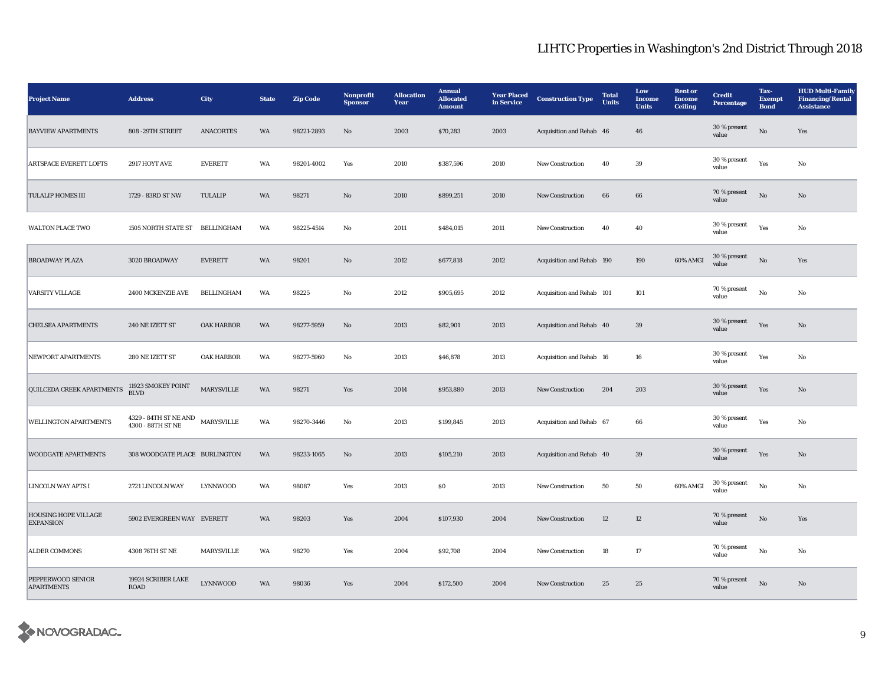# LIHTC Properties in Washington's 2nd District Through 2018

| Project Name | Address | City | State | Zip Code | Nonprofit Sponsor | Allocation Year | Annual Allocated Amount | Year Placed in Service | Construction Type | Total Units | Low Income Units | Rent or Income Ceiling | Credit Percentage | Tax-Exempt Bond | HUD Multi-Family Financing/Rental Assistance |
|---|---|---|---|---|---|---|---|---|---|---|---|---|---|---|---|
| BAYVIEW APARTMENTS | 808 -29TH STREET | ANACORTES | WA | 98221-2893 | No | 2003 | $70,283 | 2003 | Acquisition and Rehab | 46 | 46 | | 30 % present value | No | Yes |
| ARTSPACE EVERETT LOFTS | 2917 HOYT AVE | EVERETT | WA | 98201-4002 | Yes | 2010 | $387,596 | 2010 | New Construction | 40 | 39 | | 30 % present value | Yes | No |
| TULALIP HOMES III | 1729 - 83RD ST NW | TULALIP | WA | 98271 | No | 2010 | $899,251 | 2010 | New Construction | 66 | 66 | | 70 % present value | No | No |
| WALTON PLACE TWO | 1505 NORTH STATE ST | BELLINGHAM | WA | 98225-4514 | No | 2011 | $484,015 | 2011 | New Construction | 40 | 40 | | 30 % present value | Yes | No |
| BROADWAY PLAZA | 3020 BROADWAY | EVERETT | WA | 98201 | No | 2012 | $677,818 | 2012 | Acquisition and Rehab | 190 | 190 | 60% AMGI | 30 % present value | No | Yes |
| VARSITY VILLAGE | 2400 MCKENZIE AVE | BELLINGHAM | WA | 98225 | No | 2012 | $905,695 | 2012 | Acquisition and Rehab | 101 | 101 | | 70 % present value | No | No |
| CHELSEA APARTMENTS | 240 NE IZETT ST | OAK HARBOR | WA | 98277-5959 | No | 2013 | $82,901 | 2013 | Acquisition and Rehab | 40 | 39 | | 30 % present value | Yes | No |
| NEWPORT APARTMENTS | 280 NE IZETT ST | OAK HARBOR | WA | 98277-5960 | No | 2013 | $46,878 | 2013 | Acquisition and Rehab | 16 | 16 | | 30 % present value | Yes | No |
| QUILCEDA CREEK APARTMENTS | 11923 SMOKEY POINT BLVD | MARYSVILLE | WA | 98271 | Yes | 2014 | $953,880 | 2013 | New Construction | 204 | 203 | | 30 % present value | Yes | No |
| WELLINGTON APARTMENTS | 4329 - 84TH ST NE AND 4300 - 88TH ST NE | MARYSVILLE | WA | 98270-3446 | No | 2013 | $199,845 | 2013 | Acquisition and Rehab | 67 | 66 | | 30 % present value | Yes | No |
| WOODGATE APARTMENTS | 308 WOODGATE PLACE | BURLINGTON | WA | 98233-1065 | No | 2013 | $105,210 | 2013 | Acquisition and Rehab | 40 | 39 | | 30 % present value | Yes | No |
| LINCOLN WAY APTS I | 2721 LINCOLN WAY | LYNNWOOD | WA | 98087 | Yes | 2013 | $0 | 2013 | New Construction | 50 | 50 | 60% AMGI | 30 % present value | No | No |
| HOUSING HOPE VILLAGE EXPANSION | 5902 EVERGREEN WAY | EVERETT | WA | 98203 | Yes | 2004 | $107,930 | 2004 | New Construction | 12 | 12 | | 70 % present value | No | Yes |
| ALDER COMMONS | 4308 76TH ST NE | MARYSVILLE | WA | 98270 | Yes | 2004 | $92,708 | 2004 | New Construction | 18 | 17 | | 70 % present value | No | No |
| PEPPERWOOD SENIOR APARTMENTS | 19924 SCRIBER LAKE ROAD | LYNNWOOD | WA | 98036 | Yes | 2004 | $172,500 | 2004 | New Construction | 25 | 25 | | 70 % present value | No | No |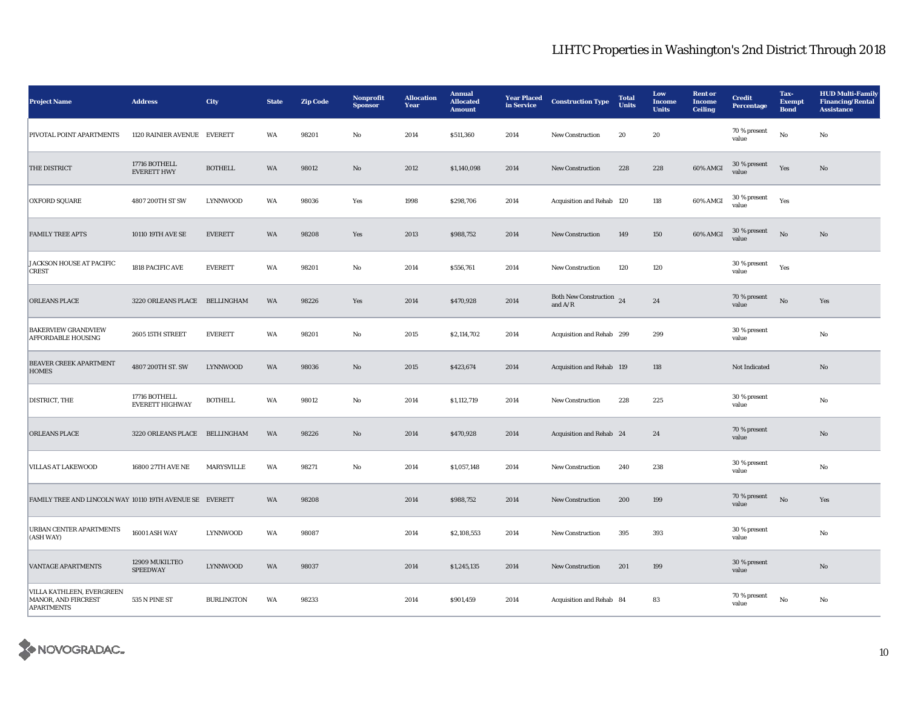# LIHTC Properties in Washington's 2nd District Through 2018

| Project Name | Address | City | State | Zip Code | Nonprofit Sponsor | Allocation Year | Annual Allocated Amount | Year Placed in Service | Construction Type | Total Units | Low Income Units | Rent or Income Ceiling | Credit Percentage | Tax-Exempt Bond | HUD Multi-Family Financing/Rental Assistance |
|---|---|---|---|---|---|---|---|---|---|---|---|---|---|---|---|
| PIVOTAL POINT APARTMENTS | 1120 RAINIER AVENUE | EVERETT | WA | 98201 | No | 2014 | $511,360 | 2014 | New Construction | 20 | 20 | | 70 % present value | No | No |
| THE DISTRICT | 17716 BOTHELL EVERETT HWY | BOTHELL | WA | 98012 | No | 2012 | $1,140,098 | 2014 | New Construction | 228 | 228 | 60% AMGI | 30 % present value | Yes | No |
| OXFORD SQUARE | 4807 200TH ST SW | LYNNWOOD | WA | 98036 | Yes | 1998 | $298,706 | 2014 | Acquisition and Rehab | 120 | 118 | 60% AMGI | 30 % present value | Yes | |
| FAMILY TREE APTS | 10110 19TH AVE SE | EVERETT | WA | 98208 | Yes | 2013 | $988,752 | 2014 | New Construction | 149 | 150 | 60% AMGI | 30 % present value | No | No |
| JACKSON HOUSE AT PACIFIC CREST | 1818 PACIFIC AVE | EVERETT | WA | 98201 | No | 2014 | $556,761 | 2014 | New Construction | 120 | 120 | | 30 % present value | Yes | |
| ORLEANS PLACE | 3220 ORLEANS PLACE | BELLINGHAM | WA | 98226 | Yes | 2014 | $470,928 | 2014 | Both New Construction and A/R | 24 | 24 | | 70 % present value | No | Yes |
| BAKERVIEW GRANDVIEW AFFORDABLE HOUSING | 2605 15TH STREET | EVERETT | WA | 98201 | No | 2015 | $2,114,702 | 2014 | Acquisition and Rehab | 299 | 299 | | 30 % present value | | No |
| BEAVER CREEK APARTMENT HOMES | 4807 200TH ST. SW | LYNNWOOD | WA | 98036 | No | 2015 | $423,674 | 2014 | Acquisition and Rehab | 119 | 118 | | Not Indicated | | No |
| DISTRICT, THE | 17716 BOTHELL EVERETT HIGHWAY | BOTHELL | WA | 98012 | No | 2014 | $1,112,719 | 2014 | New Construction | 228 | 225 | | 30 % present value | | No |
| ORLEANS PLACE | 3220 ORLEANS PLACE | BELLINGHAM | WA | 98226 | No | 2014 | $470,928 | 2014 | Acquisition and Rehab | 24 | 24 | | 70 % present value | | No |
| VILLAS AT LAKEWOOD | 16800 27TH AVE NE | MARYSVILLE | WA | 98271 | No | 2014 | $1,057,148 | 2014 | New Construction | 240 | 238 | | 30 % present value | | No |
| FAMILY TREE AND LINCOLN WAY | 10110 19TH AVENUE SE | EVERETT | WA | 98208 | | 2014 | $988,752 | 2014 | New Construction | 200 | 199 | | 70 % present value | No | Yes |
| URBAN CENTER APARTMENTS (ASH WAY) | 16001 ASH WAY | LYNNWOOD | WA | 98087 | | 2014 | $2,108,553 | 2014 | New Construction | 395 | 393 | | 30 % present value | | No |
| VANTAGE APARTMENTS | 12909 MUKILTEO SPEEDWAY | LYNNWOOD | WA | 98037 | | 2014 | $1,245,135 | 2014 | New Construction | 201 | 199 | | 30 % present value | | No |
| VILLA KATHLEEN, EVERGREEN MANOR, AND FIRCREST APARTMENTS | 535 N PINE ST | BURLINGTON | WA | 98233 | | 2014 | $901,459 | 2014 | Acquisition and Rehab | 84 | 83 | | 70 % present value | No | No |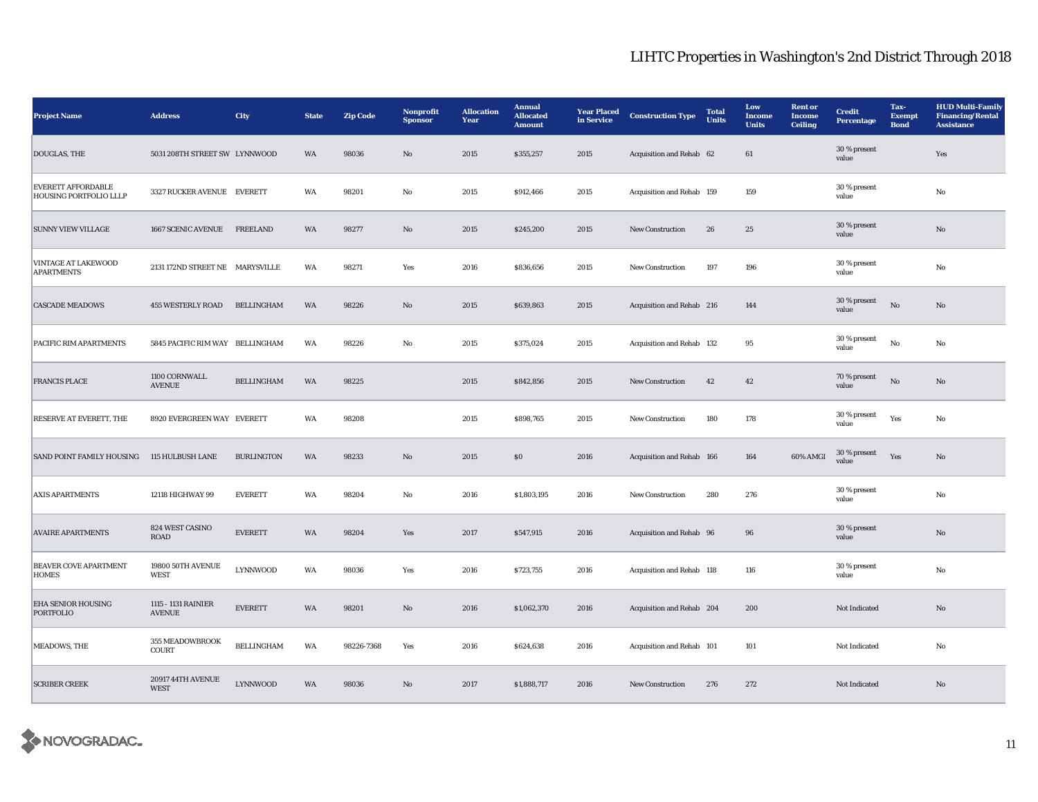# LIHTC Properties in Washington's 2nd District Through 2018

| Project Name | Address | City | State | Zip Code | Nonprofit Sponsor | Allocation Year | Annual Allocated Amount | Year Placed in Service | Construction Type | Total Units | Low Income Units | Rent or Income Ceiling | Credit Percentage | Tax-Exempt Bond | HUD Multi-Family Financing/Rental Assistance |
|---|---|---|---|---|---|---|---|---|---|---|---|---|---|---|---|
| DOUGLAS, THE | 5031 208TH STREET SW | LYNNWOOD | WA | 98036 | No | 2015 | $355,257 | 2015 | Acquisition and Rehab | 62 | 61 | | 30 % present value | | Yes |
| EVERETT AFFORDABLE HOUSING PORTFOLIO LLLP | 3327 RUCKER AVENUE | EVERETT | WA | 98201 | No | 2015 | $912,466 | 2015 | Acquisition and Rehab | 159 | 159 | | 30 % present value | | No |
| SUNNY VIEW VILLAGE | 1667 SCENIC AVENUE | FREELAND | WA | 98277 | No | 2015 | $245,200 | 2015 | New Construction | 26 | 25 | | 30 % present value | | No |
| VINTAGE AT LAKEWOOD APARTMENTS | 2131 172ND STREET NE | MARYSVILLE | WA | 98271 | Yes | 2016 | $836,656 | 2015 | New Construction | 197 | 196 | | 30 % present value | | No |
| CASCADE MEADOWS | 455 WESTERLY ROAD | BELLINGHAM | WA | 98226 | No | 2015 | $639,863 | 2015 | Acquisition and Rehab | 216 | 144 | | 30 % present value | No | No |
| PACIFIC RIM APARTMENTS | 5845 PACIFIC RIM WAY | BELLINGHAM | WA | 98226 | No | 2015 | $375,024 | 2015 | Acquisition and Rehab | 132 | 95 | | 30 % present value | No | No |
| FRANCIS PLACE | 1100 CORNWALL AVENUE | BELLINGHAM | WA | 98225 | | 2015 | $842,856 | 2015 | New Construction | 42 | 42 | | 70 % present value | No | No |
| RESERVE AT EVERETT, THE | 8920 EVERGREEN WAY | EVERETT | WA | 98208 | | 2015 | $898,765 | 2015 | New Construction | 180 | 178 | | 30 % present value | Yes | No |
| SAND POINT FAMILY HOUSING | 115 HULBUSH LANE | BURLINGTON | WA | 98233 | No | 2015 | $0 | 2016 | Acquisition and Rehab | 166 | 164 | 60% AMGI | 30 % present value | Yes | No |
| AXIS APARTMENTS | 12118 HIGHWAY 99 | EVERETT | WA | 98204 | No | 2016 | $1,803,195 | 2016 | New Construction | 280 | 276 | | 30 % present value | | No |
| AVAIRE APARTMENTS | 824 WEST CASINO ROAD | EVERETT | WA | 98204 | Yes | 2017 | $547,915 | 2016 | Acquisition and Rehab | 96 | 96 | | 30 % present value | | No |
| BEAVER COVE APARTMENT HOMES | 19800 50TH AVENUE WEST | LYNNWOOD | WA | 98036 | Yes | 2016 | $723,755 | 2016 | Acquisition and Rehab | 118 | 116 | | 30 % present value | | No |
| EHA SENIOR HOUSING PORTFOLIO | 1115 - 1131 RAINIER AVENUE | EVERETT | WA | 98201 | No | 2016 | $1,062,370 | 2016 | Acquisition and Rehab | 204 | 200 | | Not Indicated | | No |
| MEADOWS, THE | 355 MEADOWBROOK COURT | BELLINGHAM | WA | 98226-7368 | Yes | 2016 | $624,638 | 2016 | Acquisition and Rehab | 101 | 101 | | Not Indicated | | No |
| SCRIBER CREEK | 20917 44TH AVENUE WEST | LYNNWOOD | WA | 98036 | No | 2017 | $1,888,717 | 2016 | New Construction | 276 | 272 | | Not Indicated | | No |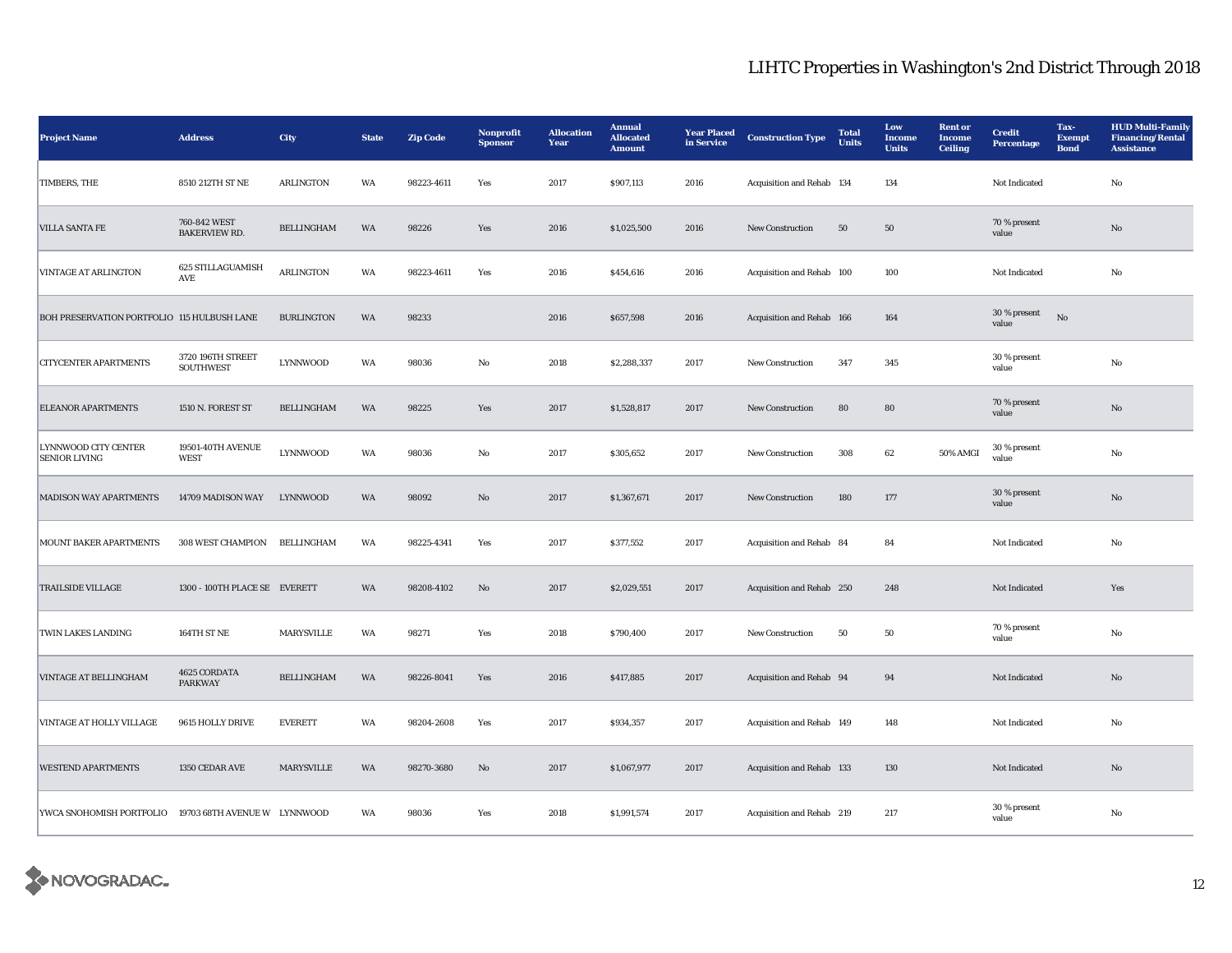| Project Name | Address | City | State | Zip Code | Nonprofit Sponsor | Allocation Year | Annual Allocated Amount | Year Placed in Service | Construction Type | Total Units | Low Income Units | Rent or Income Ceiling | Credit Percentage | Tax-Exempt Bond | HUD Multi-Family Financing/Rental Assistance |
|---|---|---|---|---|---|---|---|---|---|---|---|---|---|---|---|
| TIMBERS, THE | 8510 212TH ST NE | ARLINGTON | WA | 98223-4611 | Yes | 2017 | $907,113 | 2016 | Acquisition and Rehab | 134 | 134 | | Not Indicated | | No |
| VILLA SANTA FE | 760-842 WEST BAKERVIEW RD. | BELLINGHAM | WA | 98226 | Yes | 2016 | $1,025,500 | 2016 | New Construction | 50 | 50 | | 70 % present value | | No |
| VINTAGE AT ARLINGTON | 625 STILLAGUAMISH AVE | ARLINGTON | WA | 98223-4611 | Yes | 2016 | $454,616 | 2016 | Acquisition and Rehab | 100 | 100 | | Not Indicated | | No |
| BOH PRESERVATION PORTFOLIO | 115 HULBUSH LANE | BURLINGTON | WA | 98233 | | 2016 | $657,598 | 2016 | Acquisition and Rehab | 166 | 164 | | 30 % present value | No | |
| CITYCENTER APARTMENTS | 3720 196TH STREET SOUTHWEST | LYNNWOOD | WA | 98036 | No | 2018 | $2,288,337 | 2017 | New Construction | 347 | 345 | | 30 % present value | | No |
| ELEANOR APARTMENTS | 1510 N. FOREST ST | BELLINGHAM | WA | 98225 | Yes | 2017 | $1,528,817 | 2017 | New Construction | 80 | 80 | | 70 % present value | | No |
| LYNNWOOD CITY CENTER SENIOR LIVING | 19501-40TH AVENUE WEST | LYNNWOOD | WA | 98036 | No | 2017 | $305,652 | 2017 | New Construction | 308 | 62 | 50% AMGI | 30 % present value | | No |
| MADISON WAY APARTMENTS | 14709 MADISON WAY | LYNNWOOD | WA | 98092 | No | 2017 | $1,367,671 | 2017 | New Construction | 180 | 177 | | 30 % present value | | No |
| MOUNT BAKER APARTMENTS | 308 WEST CHAMPION | BELLINGHAM | WA | 98225-4341 | Yes | 2017 | $377,552 | 2017 | Acquisition and Rehab | 84 | 84 | | Not Indicated | | No |
| TRAILSIDE VILLAGE | 1300 - 100TH PLACE SE | EVERETT | WA | 98208-4102 | No | 2017 | $2,029,551 | 2017 | Acquisition and Rehab | 250 | 248 | | Not Indicated | | Yes |
| TWIN LAKES LANDING | 164TH ST NE | MARYSVILLE | WA | 98271 | Yes | 2018 | $790,400 | 2017 | New Construction | 50 | 50 | | 70 % present value | | No |
| VINTAGE AT BELLINGHAM | 4625 CORDATA PARKWAY | BELLINGHAM | WA | 98226-8041 | Yes | 2016 | $417,885 | 2017 | Acquisition and Rehab | 94 | 94 | | Not Indicated | | No |
| VINTAGE AT HOLLY VILLAGE | 9615 HOLLY DRIVE | EVERETT | WA | 98204-2608 | Yes | 2017 | $934,357 | 2017 | Acquisition and Rehab | 149 | 148 | | Not Indicated | | No |
| WESTEND APARTMENTS | 1350 CEDAR AVE | MARYSVILLE | WA | 98270-3680 | No | 2017 | $1,067,977 | 2017 | Acquisition and Rehab | 133 | 130 | | Not Indicated | | No |
| YWCA SNOHOMISH PORTFOLIO | 19703 68TH AVENUE W | LYNNWOOD | WA | 98036 | Yes | 2018 | $1,991,574 | 2017 | Acquisition and Rehab | 219 | 217 | | 30 % present value | | No |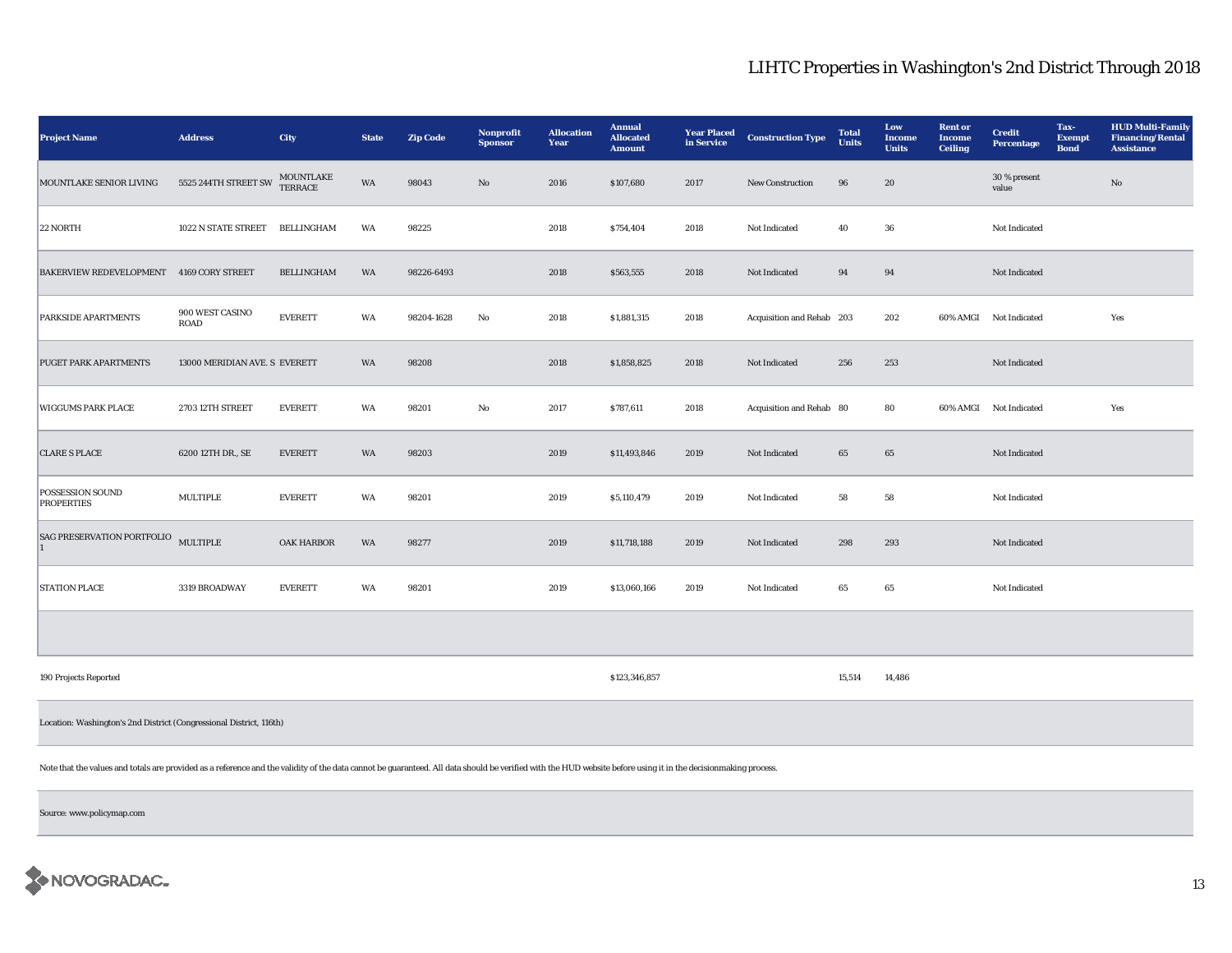# LIHTC Properties in Washington's 2nd District Through 2018

| Project Name | Address | City | State | Zip Code | Nonprofit Sponsor | Allocation Year | Annual Allocated Amount | Year Placed in Service | Construction Type | Total Units | Low Income Units | Rent or Income Ceiling | Credit Percentage | Tax-Exempt Bond | HUD Multi-Family Financing/Rental Assistance |
|---|---|---|---|---|---|---|---|---|---|---|---|---|---|---|---|
| MOUNTLAKE SENIOR LIVING | 5525 244TH STREET SW | MOUNTLAKE TERRACE | WA | 98043 | No | 2016 | $107,680 | 2017 | New Construction | 96 | 20 | | 30 % present value | | No |
| 22 NORTH | 1022 N STATE STREET | BELLINGHAM | WA | 98225 | | 2018 | $754,404 | 2018 | Not Indicated | 40 | 36 | | Not Indicated | | |
| BAKERVIEW REDEVELOPMENT | 4169 CORY STREET | BELLINGHAM | WA | 98226-6493 | | 2018 | $563,555 | 2018 | Not Indicated | 94 | 94 | | Not Indicated | | |
| PARKSIDE APARTMENTS | 900 WEST CASINO ROAD | EVERETT | WA | 98204-1628 | No | 2018 | $1,881,315 | 2018 | Acquisition and Rehab | 203 | 202 | 60% AMGI | Not Indicated | | Yes |
| PUGET PARK APARTMENTS | 13000 MERIDIAN AVE. S | EVERETT | WA | 98208 | | 2018 | $1,858,825 | 2018 | Not Indicated | 256 | 253 | | Not Indicated | | |
| WIGGUMS PARK PLACE | 2703 12TH STREET | EVERETT | WA | 98201 | No | 2017 | $787,611 | 2018 | Acquisition and Rehab | 80 | 80 | 60% AMGI | Not Indicated | | Yes |
| CLARE S PLACE | 6200 12TH DR., SE | EVERETT | WA | 98203 | | 2019 | $11,493,846 | 2019 | Not Indicated | 65 | 65 | | Not Indicated | | |
| POSSESSION SOUND PROPERTIES | MULTIPLE | EVERETT | WA | 98201 | | 2019 | $5,110,479 | 2019 | Not Indicated | 58 | 58 | | Not Indicated | | |
| SAG PRESERVATION PORTFOLIO 1 | MULTIPLE | OAK HARBOR | WA | 98277 | | 2019 | $11,718,188 | 2019 | Not Indicated | 298 | 293 | | Not Indicated | | |
| STATION PLACE | 3319 BROADWAY | EVERETT | WA | 98201 | | 2019 | $13,060,166 | 2019 | Not Indicated | 65 | 65 | | Not Indicated | | |
| | | | | | | | | | | | | | | | |
| 190 Projects Reported | | | | | | | $123,346,857 | | | 15,514 | 14,486 | | | | |

Location: Washington's 2nd District (Congressional District, 116th)

Note that the values and totals are provided as a reference and the validity of the data cannot be guaranteed. All data should be verified with the HUD website before using it in the decisionmaking process.

Source: www.policymap.com